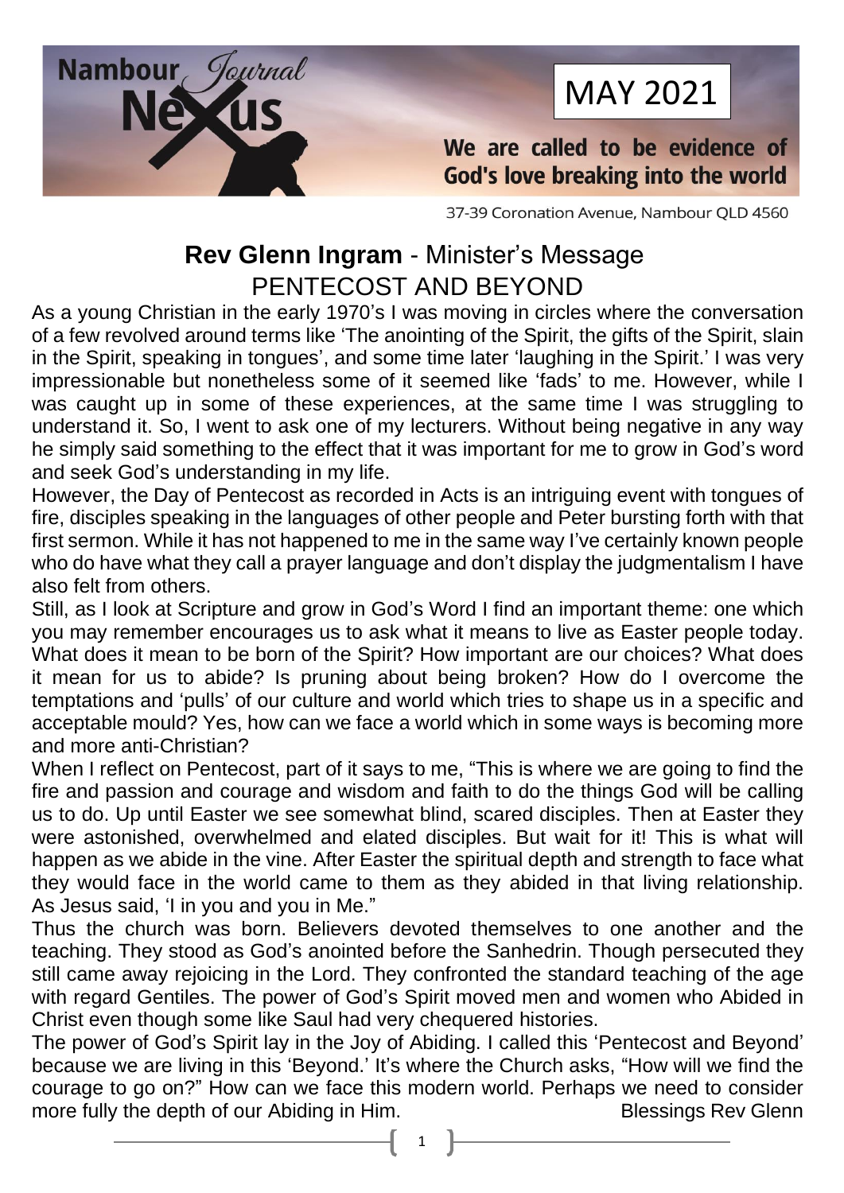# Nambour Journal Nexus

MAY 2021

**We are called to be evidence of God's love breaking into the world**

37-39 Coronation Avenue, Nambour QLD 4560

## **Rev Glenn Ingram** - Minister's Message

## PENTECOST AND BEYOND

As a young Christian in the early 1970's I was moving in circles where the conversation of a few revolved around terms like 'The anointing of the Spirit, the gifts of the Spirit, slain in the Spirit, speaking in tongues', and some time later 'laughing in the Spirit.' I was very impressionable but nonetheless some of it seemed like 'fads' to me. However, while I was caught up in some of these experiences, at the same time I was struggling to understand it. So, I went to ask one of my lecturers. Without being negative in any way he simply said something to the effect that it was important for me to grow in God's word and seek God's understanding in my life.

However, the Day of Pentecost as recorded in Acts is an intriguing event with tongues of fire, disciples speaking in the languages of other people and Peter bursting forth with that first sermon. While it has not happened to me in the same way I've certainly known people who do have what they call a prayer language and don't display the judgmentalism I have also felt from others.

Still, as I look at Scripture and grow in God's Word I find an important theme: one which you may remember encourages us to ask what it means to live as Easter people today. What does it mean to be born of the Spirit? How important are our choices? What does it mean for us to abide? Is pruning about being broken? How do I overcome the temptations and 'pulls' of our culture and world which tries to shape us in a specific and acceptable mould? Yes, how can we face a world which in some ways is becoming more and more anti-Christian?

When I reflect on Pentecost, part of it says to me, "This is where we are going to find the fire and passion and courage and wisdom and faith to do the things God will be calling us to do. Up until Easter we see somewhat blind, scared disciples. Then at Easter they were astonished, overwhelmed and elated disciples. But wait for it! This is what will happen as we abide in the vine. After Easter the spiritual depth and strength to face what they would face in the world came to them as they abided in that living relationship. As Jesus said, 'I in you and you in Me."

Thus the church was born. Believers devoted themselves to one another and the teaching. They stood as God's anointed before the Sanhedrin. Though persecuted they still came away rejoicing in the Lord. They confronted the standard teaching of the age with regard Gentiles. The power of God's Spirit moved men and women who Abided in Christ even though some like Saul had very chequered histories.

The power of God's Spirit lay in the Joy of Abiding. I called this 'Pentecost and Beyond' because we are living in this 'Beyond.' It's where the Church asks, "How will we find the courage to go on?" How can we face this modern world. Perhaps we need to consider more fully the depth of our Abiding in Him.

Blessings Rev Glenn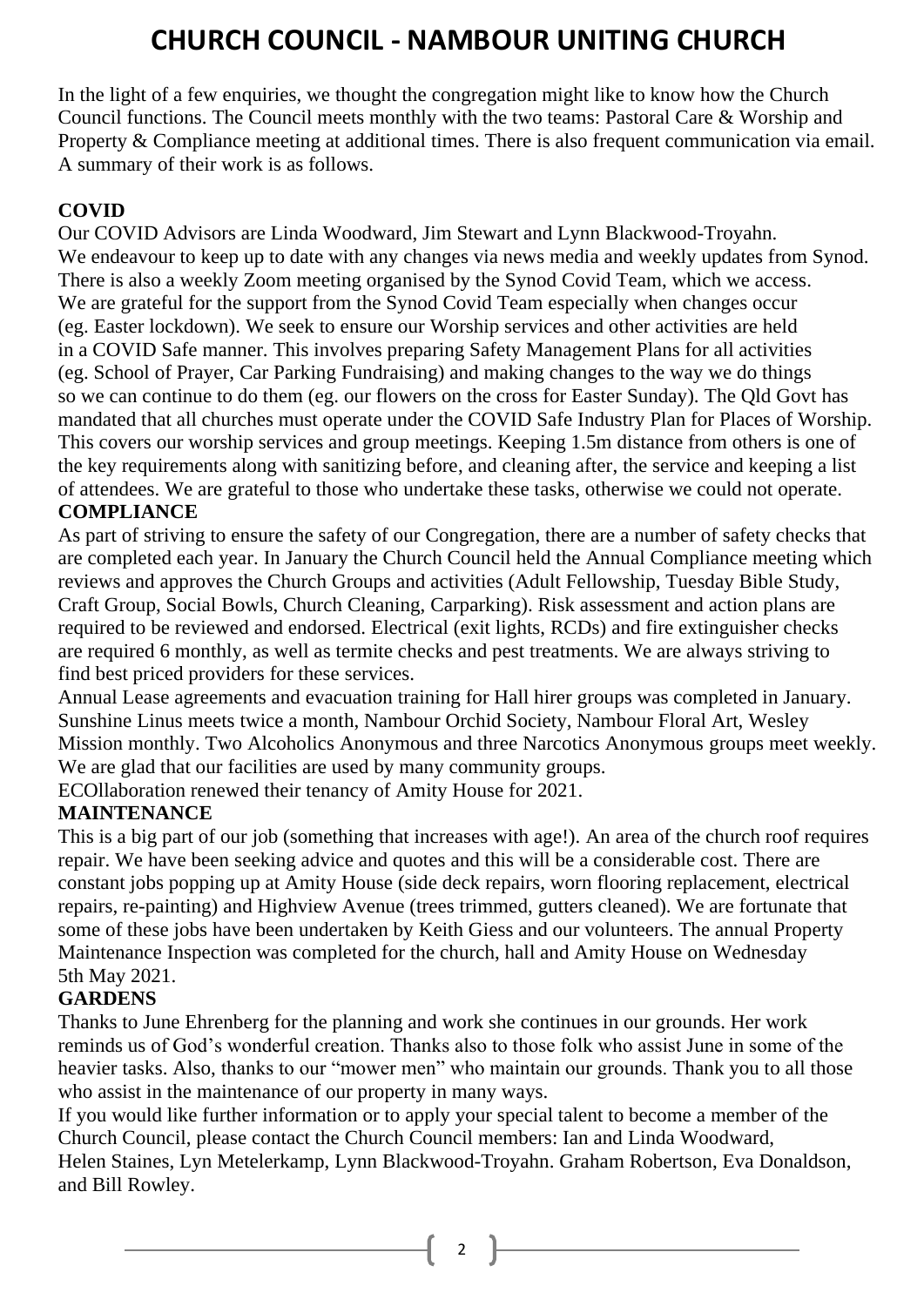# CHURCH COUNCIL - NAMBOUR UNITING CHURCH

In the light of a few enquiries, we thought the congregation might like to know how the Church Council functions. The Council meets monthly with the two teams: Pastoral Care & Worship and Property & Compliance meeting at additional times. There is also frequent communication via email. A summary of their work is as follows.

**COVID**

Our COVID Advisors are Linda Woodward, Jim Stewart and Lynn Blackwood-Troyahn. We endeavour to keep up to date with any changes via news media and weekly updates from Synod. There is also a weekly Zoom meeting organised by the Synod Covid Team, which we access. We are grateful for the support from the Synod Covid Team especially when changes occur (eg. Easter lockdown). We seek to ensure our Worship services and other activities are held in a COVID Safe manner. This involves preparing Safety Management Plans for all activities (eg. School of Prayer, Car Parking Fundraising) and making changes to the way we do things so we can continue to do them (eg. our flowers on the cross for Easter Sunday). The Qld Govt has mandated that all churches must operate under the COVID Safe Industry Plan for Places of Worship. This covers our worship services and group meetings. Keeping 1.5m distance from others is one of the key requirements along with sanitizing before, and cleaning after, the service and keeping a list of attendees. We are grateful to those who undertake these tasks, otherwise we could not operate.

**COMPLIANCE**

As part of striving to ensure the safety of our Congregation, there are a number of safety checks that are completed each year. In January the Church Council held the Annual Compliance meeting which reviews and approves the Church Groups and activities (Adult Fellowship, Tuesday Bible Study, Craft Group, Social Bowls, Church Cleaning, Carparking). Risk assessment and action plans are required to be reviewed and endorsed. Electrical (exit lights, RCDs) and fire extinguisher checks are required 6 monthly, as well as termite checks and pest treatments. We are always striving to find best priced providers for these services.

Annual Lease agreements and evacuation training for Hall hirer groups was completed in January. Sunshine Linus meets twice a month, Nambour Orchid Society, Nambour Floral Art, Wesley Mission monthly. Two Alcoholics Anonymous and three Narcotics Anonymous groups meet weekly. We are glad that our facilities are used by many community groups.

ECOllaboration renewed their tenancy of Amity House for 2021.

**MAINTENANCE**

This is a big part of our job (something that increases with age!). An area of the church roof requires repair. We have been seeking advice and quotes and this will be a considerable cost. There are constant jobs popping up at Amity House (side deck repairs, worn flooring replacement, electrical repairs, re-painting) and Highview Avenue (trees trimmed, gutters cleaned). We are fortunate that some of these jobs have been undertaken by Keith Giess and our volunteers. The annual Property Maintenance Inspection was completed for the church, hall and Amity House on Wednesday 5th May 2021.

**GARDENS**

Thanks to June Ehrenberg for the planning and work she continues in our grounds. Her work reminds us of God's wonderful creation. Thanks also to those folk who assist June in some of the heavier tasks. Also, thanks to our "mower men" who maintain our grounds. Thank you to all those who assist in the maintenance of our property in many ways.

If you would like further information or to apply your special talent to become a member of the Church Council, please contact the Church Council members: Ian and Linda Woodward, Helen Staines, Lyn Metelerkamp, Lynn Blackwood-Troyahn. Graham Robertson, Eva Donaldson, and Bill Rowley.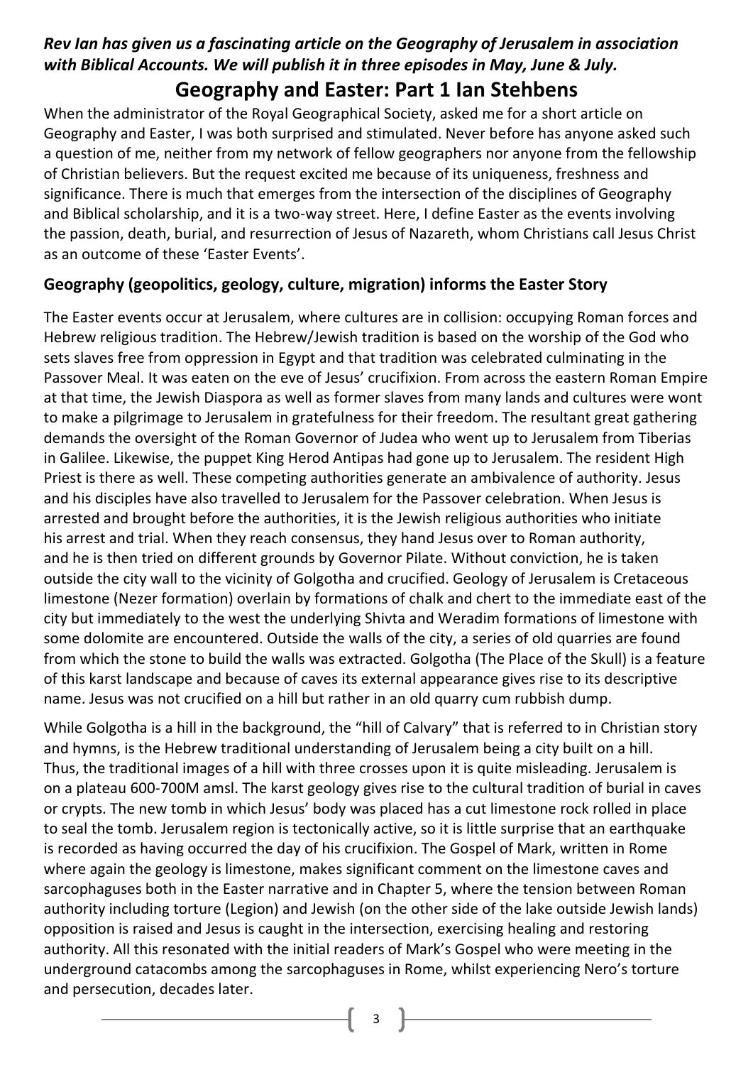***Rev Ian has given us a fascinating article on the Geography of Jerusalem in association with Biblical Accounts. We will publish it in three episodes in May, June & July.***

# Geography and Easter: Part 1 Ian Stehbens

When the administrator of the Royal Geographical Society, asked me for a short article on Geography and Easter, I was both surprised and stimulated. Never before has anyone asked such a question of me, neither from my network of fellow geographers nor anyone from the fellowship of Christian believers. But the request excited me because of its uniqueness, freshness and significance. There is much that emerges from the intersection of the disciplines of Geography and Biblical scholarship, and it is a two-way street. Here, I define Easter as the events involving the passion, death, burial, and resurrection of Jesus of Nazareth, whom Christians call Jesus Christ as an outcome of these 'Easter Events'.

## Geography (geopolitics, geology, culture, migration) informs the Easter Story

The Easter events occur at Jerusalem, where cultures are in collision: occupying Roman forces and Hebrew religious tradition. The Hebrew/Jewish tradition is based on the worship of the God who sets slaves free from oppression in Egypt and that tradition was celebrated culminating in the Passover Meal. It was eaten on the eve of Jesus' crucifixion. From across the eastern Roman Empire at that time, the Jewish Diaspora as well as former slaves from many lands and cultures were wont to make a pilgrimage to Jerusalem in gratefulness for their freedom. The resultant great gathering demands the oversight of the Roman Governor of Judea who went up to Jerusalem from Tiberias in Galilee. Likewise, the puppet King Herod Antipas had gone up to Jerusalem. The resident High Priest is there as well. These competing authorities generate an ambivalence of authority. Jesus and his disciples have also travelled to Jerusalem for the Passover celebration. When Jesus is arrested and brought before the authorities, it is the Jewish religious authorities who initiate his arrest and trial. When they reach consensus, they hand Jesus over to Roman authority, and he is then tried on different grounds by Governor Pilate. Without conviction, he is taken outside the city wall to the vicinity of Golgotha and crucified. Geology of Jerusalem is Cretaceous limestone (Nezer formation) overlain by formations of chalk and chert to the immediate east of the city but immediately to the west the underlying Shivta and Weradim formations of limestone with some dolomite are encountered. Outside the walls of the city, a series of old quarries are found from which the stone to build the walls was extracted. Golgotha (The Place of the Skull) is a feature of this karst landscape and because of caves its external appearance gives rise to its descriptive name. Jesus was not crucified on a hill but rather in an old quarry cum rubbish dump.

While Golgotha is a hill in the background, the "hill of Calvary" that is referred to in Christian story and hymns, is the Hebrew traditional understanding of Jerusalem being a city built on a hill. Thus, the traditional images of a hill with three crosses upon it is quite misleading. Jerusalem is on a plateau 600-700M amsl. The karst geology gives rise to the cultural tradition of burial in caves or crypts. The new tomb in which Jesus' body was placed has a cut limestone rock rolled in place to seal the tomb. Jerusalem region is tectonically active, so it is little surprise that an earthquake is recorded as having occurred the day of his crucifixion. The Gospel of Mark, written in Rome where again the geology is limestone, makes significant comment on the limestone caves and sarcophaguses both in the Easter narrative and in Chapter 5, where the tension between Roman authority including torture (Legion) and Jewish (on the other side of the lake outside Jewish lands) opposition is raised and Jesus is caught in the intersection, exercising healing and restoring authority. All this resonated with the initial readers of Mark's Gospel who were meeting in the underground catacombs among the sarcophaguses in Rome, whilst experiencing Nero's torture and persecution, decades later.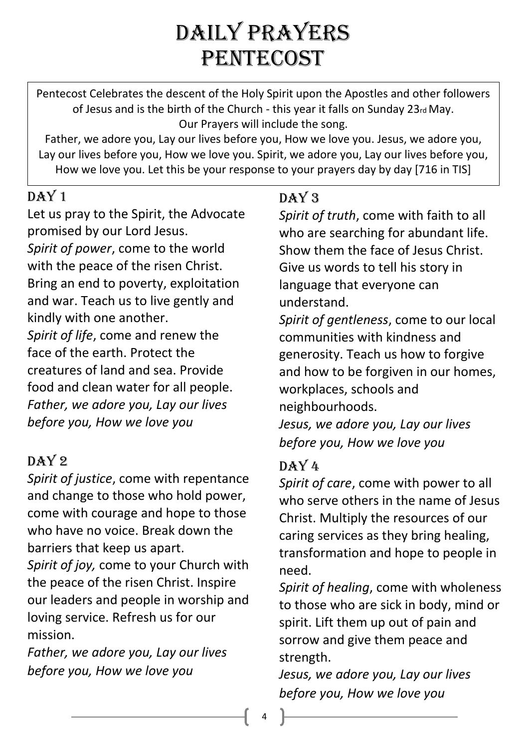# DAILY PRAYERS
# PENTECOST

Pentecost Celebrates the descent of the Holy Spirit upon the Apostles and other followers of Jesus and is the birth of the Church - this year it falls on Sunday 23rd May.
Our Prayers will include the song.
Father, we adore you, Lay our lives before you, How we love you. Jesus, we adore you, Lay our lives before you, How we love you. Spirit, we adore you, Lay our lives before you, How we love you. Let this be your response to your prayers day by day [716 in TIS]

## DAY 1

Let us pray to the Spirit, the Advocate promised by our Lord Jesus.

*Spirit of power*, come to the world with the peace of the risen Christ. Bring an end to poverty, exploitation and war. Teach us to live gently and kindly with one another.

*Spirit of life*, come and renew the face of the earth. Protect the creatures of land and sea. Provide food and clean water for all people.

*Father, we adore you, Lay our lives before you, How we love you*

## DAY 2

*Spirit of justice*, come with repentance and change to those who hold power, come with courage and hope to those who have no voice. Break down the barriers that keep us apart.

*Spirit of joy,* come to your Church with the peace of the risen Christ. Inspire our leaders and people in worship and loving service. Refresh us for our mission.

*Father, we adore you, Lay our lives before you, How we love you*

## DAY 3

*Spirit of truth*, come with faith to all who are searching for abundant life. Show them the face of Jesus Christ. Give us words to tell his story in language that everyone can understand.

*Spirit of gentleness*, come to our local communities with kindness and generosity. Teach us how to forgive and how to be forgiven in our homes, workplaces, schools and neighbourhoods.

*Jesus, we adore you, Lay our lives before you, How we love you*

## DAY 4

*Spirit of care*, come with power to all who serve others in the name of Jesus Christ. Multiply the resources of our caring services as they bring healing, transformation and hope to people in need.

*Spirit of healing*, come with wholeness to those who are sick in body, mind or spirit. Lift them up out of pain and sorrow and give them peace and strength.

*Jesus, we adore you, Lay our lives before you, How we love you*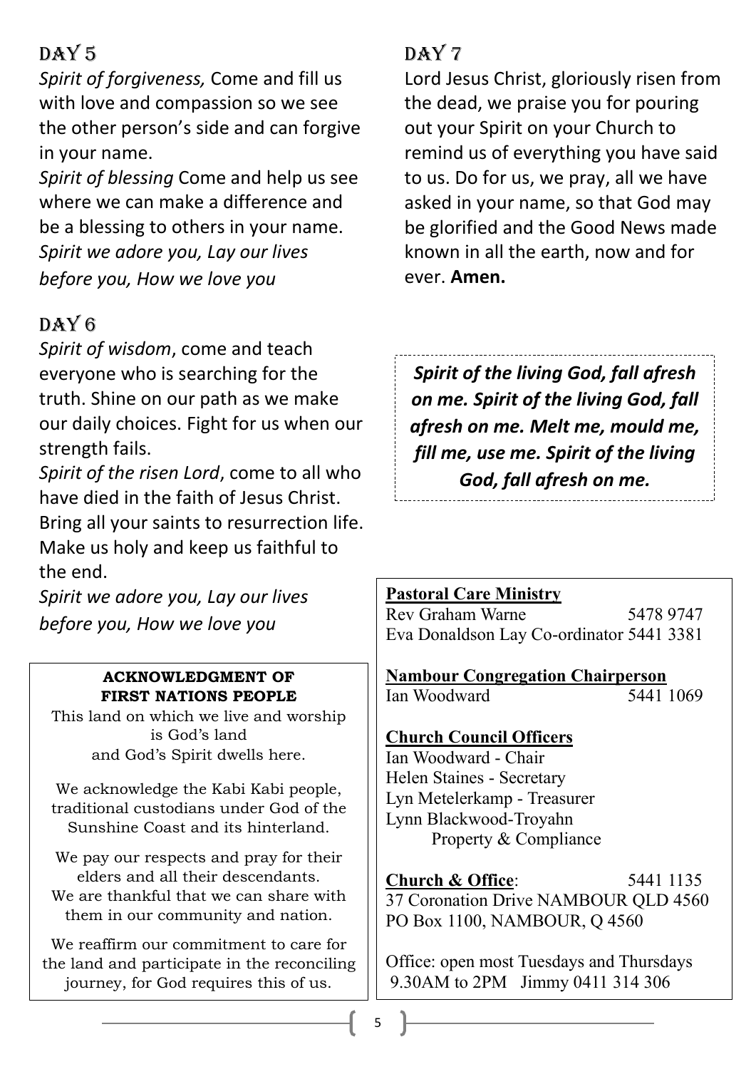## Day 5

*Spirit of forgiveness,* Come and fill us with love and compassion so we see the other person's side and can forgive in your name.

*Spirit of blessing* Come and help us see where we can make a difference and be a blessing to others in your name.

*Spirit we adore you, Lay our lives before you, How we love you*

## Day 6

*Spirit of wisdom*, come and teach everyone who is searching for the truth. Shine on our path as we make our daily choices. Fight for us when our strength fails.

*Spirit of the risen Lord*, come to all who have died in the faith of Jesus Christ. Bring all your saints to resurrection life. Make us holy and keep us faithful to the end.

*Spirit we adore you, Lay our lives before you, How we love you*

**ACKNOWLEDGMENT OF FIRST NATIONS PEOPLE**

This land on which we live and worship is God's land and God's Spirit dwells here.

We acknowledge the Kabi Kabi people, traditional custodians under God of the Sunshine Coast and its hinterland.

We pay our respects and pray for their elders and all their descendants. We are thankful that we can share with them in our community and nation.

We reaffirm our commitment to care for the land and participate in the reconciling journey, for God requires this of us.

## Day 7

Lord Jesus Christ, gloriously risen from the dead, we praise you for pouring out your Spirit on your Church to remind us of everything you have said to us. Do for us, we pray, all we have asked in your name, so that God may be glorified and the Good News made known in all the earth, now and for ever. **Amen.**

***Spirit of the living God, fall afresh on me. Spirit of the living God, fall afresh on me. Melt me, mould me, fill me, use me. Spirit of the living God, fall afresh on me.***

**Pastoral Care Ministry**
Rev Graham Warne 5478 9747
Eva Donaldson Lay Co-ordinator 5441 3381

**Nambour Congregation Chairperson**
Ian Woodward 5441 1069

**Church Council Officers**
Ian Woodward - Chair
Helen Staines - Secretary
Lyn Metelerkamp - Treasurer
Lynn Blackwood-Troyahn Property & Compliance

**Church & Office**: 5441 1135
37 Coronation Drive NAMBOUR QLD 4560
PO Box 1100, NAMBOUR, Q 4560

Office: open most Tuesdays and Thursdays 9.30AM to 2PM Jimmy 0411 314 306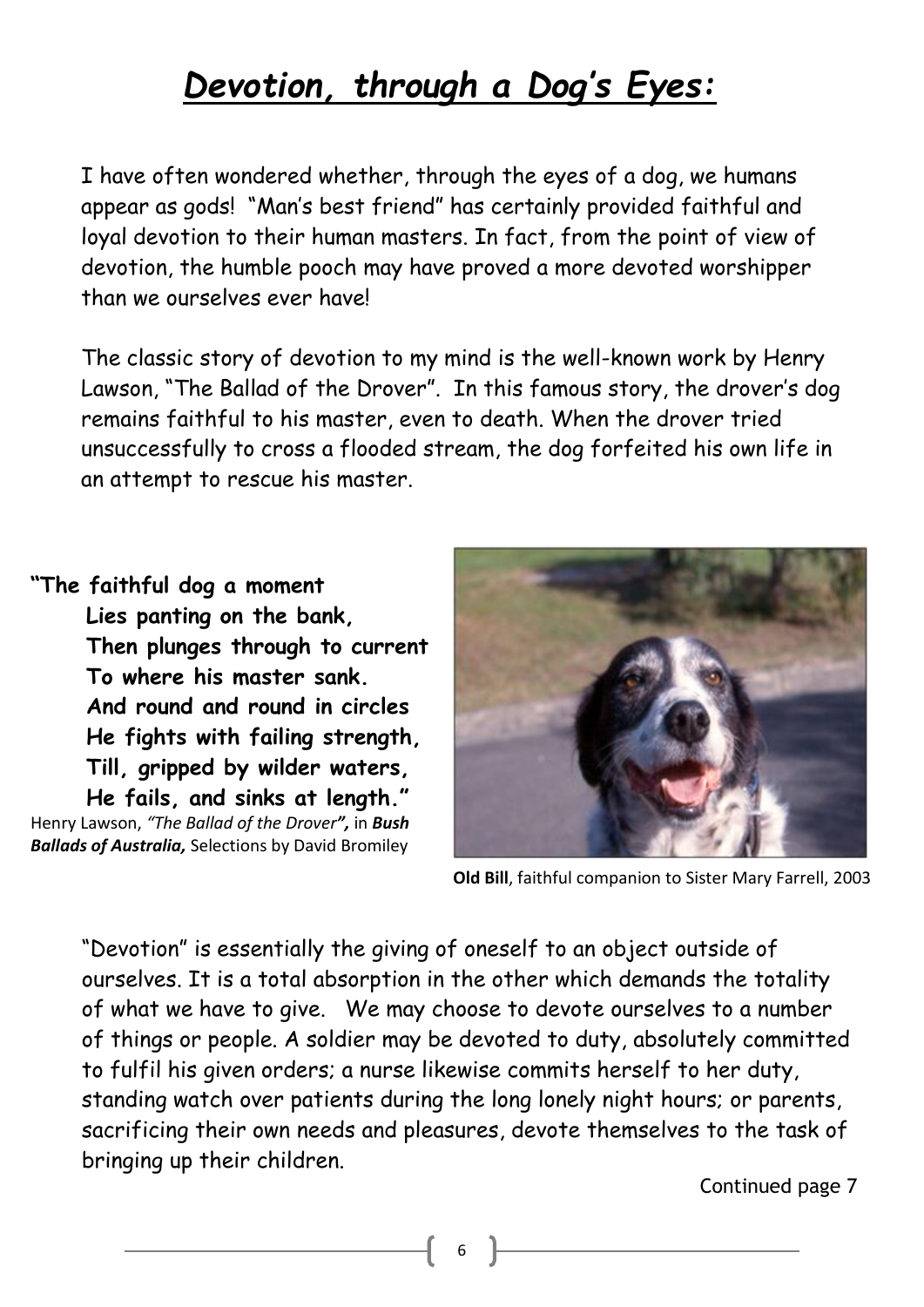# *Devotion, through a Dog's Eyes:*

I have often wondered whether, through the eyes of a dog, we humans appear as gods! "Man's best friend" has certainly provided faithful and loyal devotion to their human masters. In fact, from the point of view of devotion, the humble pooch may have proved a more devoted worshipper than we ourselves ever have!

The classic story of devotion to my mind is the well-known work by Henry Lawson, "The Ballad of the Drover". In this famous story, the drover's dog remains faithful to his master, even to death. When the drover tried unsuccessfully to cross a flooded stream, the dog forfeited his own life in an attempt to rescue his master.

**"The faithful dog a moment**
**Lies panting on the bank,**
**Then plunges through to current**
**To where his master sank.**
**And round and round in circles**
**He fights with failing strength,**
**Till, gripped by wilder waters,**
**He fails, and sinks at length."**

Henry Lawson, *"The Ballad of the Drover",* in ***Bush Ballads of Australia,*** Selections by David Bromiley

**Old Bill**, faithful companion to Sister Mary Farrell, 2003

"Devotion" is essentially the giving of oneself to an object outside of ourselves. It is a total absorption in the other which demands the totality of what we have to give. We may choose to devote ourselves to a number of things or people. A soldier may be devoted to duty, absolutely committed to fulfil his given orders; a nurse likewise commits herself to her duty, standing watch over patients during the long lonely night hours; or parents, sacrificing their own needs and pleasures, devote themselves to the task of bringing up their children.

Continued page 7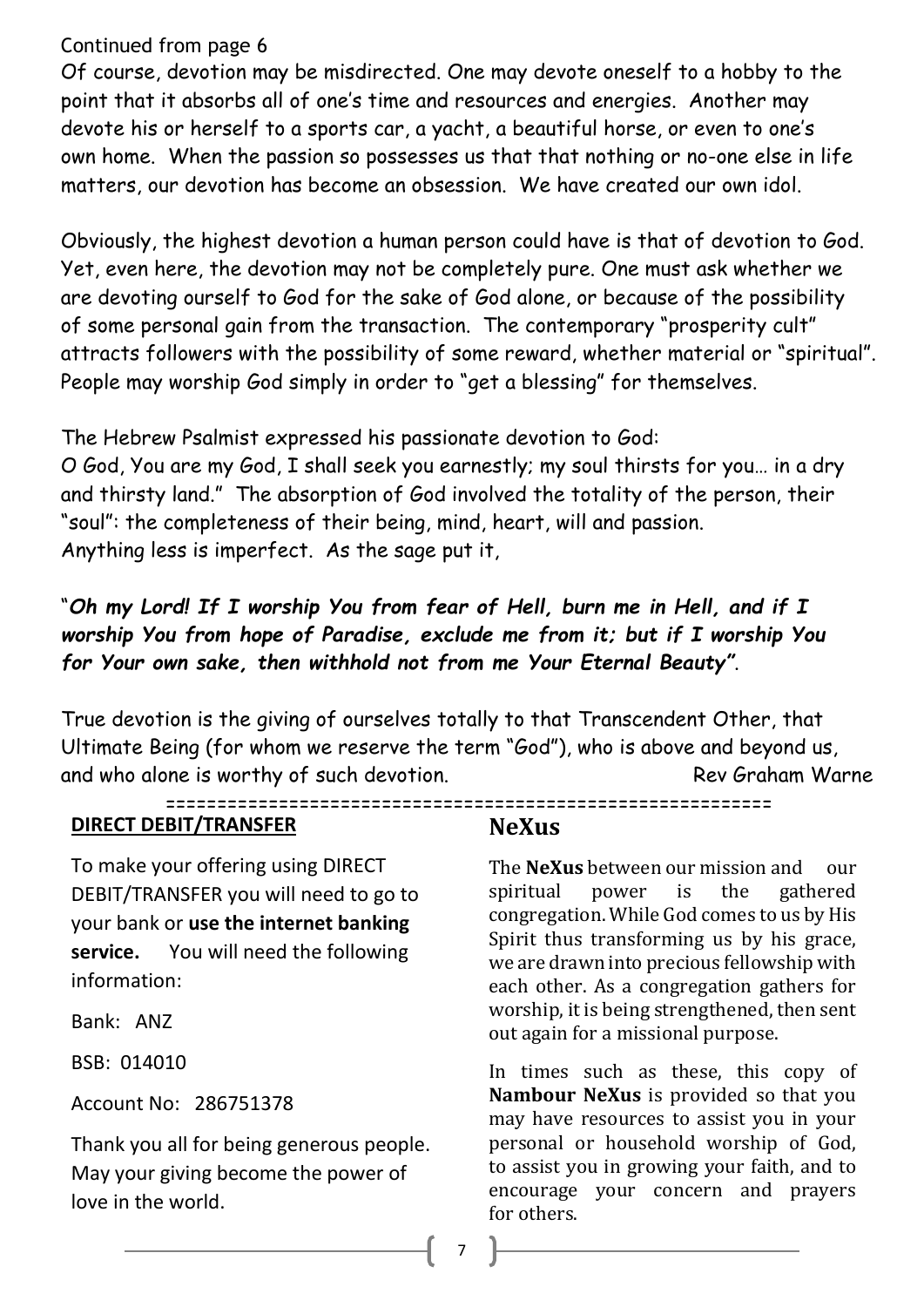Continued from page 6

Of course, devotion may be misdirected. One may devote oneself to a hobby to the point that it absorbs all of one's time and resources and energies. Another may devote his or herself to a sports car, a yacht, a beautiful horse, or even to one's own home. When the passion so possesses us that that nothing or no-one else in life matters, our devotion has become an obsession. We have created our own idol.

Obviously, the highest devotion a human person could have is that of devotion to God. Yet, even here, the devotion may not be completely pure. One must ask whether we are devoting ourself to God for the sake of God alone, or because of the possibility of some personal gain from the transaction. The contemporary "prosperity cult" attracts followers with the possibility of some reward, whether material or "spiritual". People may worship God simply in order to "get a blessing" for themselves.

The Hebrew Psalmist expressed his passionate devotion to God:
O God, You are my God, I shall seek you earnestly; my soul thirsts for you… in a dry and thirsty land." The absorption of God involved the totality of the person, their "soul": the completeness of their being, mind, heart, will and passion.
Anything less is imperfect. As the sage put it,

"***Oh my Lord! If I worship You from fear of Hell, burn me in Hell, and if I worship You from hope of Paradise, exclude me from it; but if I worship You for Your own sake, then withhold not from me Your Eternal Beauty"***.

True devotion is the giving of ourselves totally to that Transcendent Other, that Ultimate Being (for whom we reserve the term "God"), who is above and beyond us, and who alone is worthy of such devotion.

Rev Graham Warne

===========================================================

**DIRECT DEBIT/TRANSFER**

To make your offering using DIRECT DEBIT/TRANSFER you will need to go to your bank or **use the internet banking service.** You will need the following information:

Bank: ANZ

BSB: 014010

Account No: 286751378

Thank you all for being generous people. May your giving become the power of love in the world.

## NeXus

The **NeXus** between our mission and our spiritual power is the gathered congregation. While God comes to us by His Spirit thus transforming us by his grace, we are drawn into precious fellowship with each other. As a congregation gathers for worship, it is being strengthened, then sent out again for a missional purpose.

In times such as these, this copy of **Nambour NeXus** is provided so that you may have resources to assist you in your personal or household worship of God, to assist you in growing your faith, and to encourage your concern and prayers for others.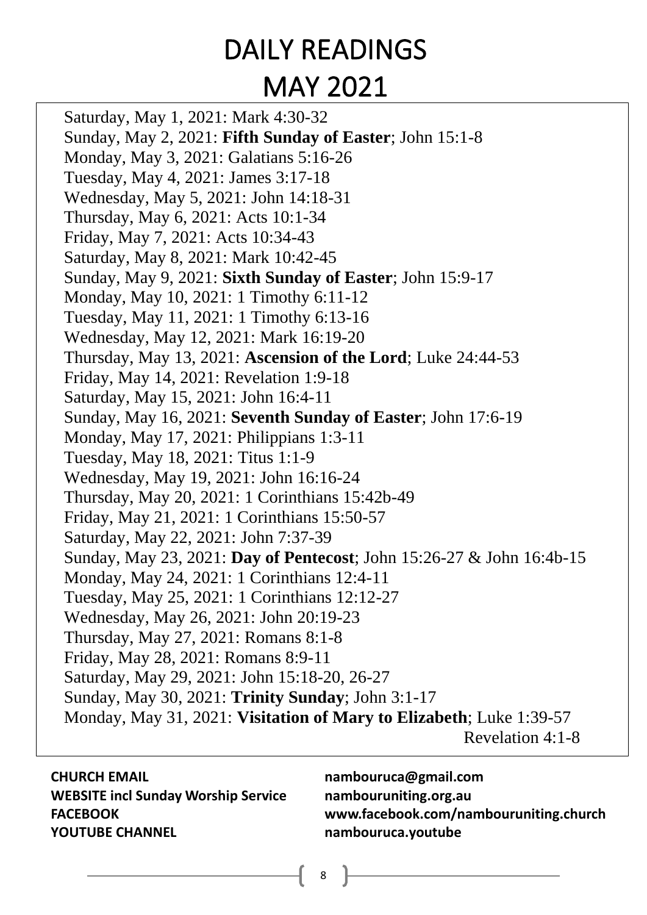# DAILY READINGS
# MAY 2021

Saturday, May 1, 2021: Mark 4:30-32
Sunday, May 2, 2021: **Fifth Sunday of Easter**; John 15:1-8
Monday, May 3, 2021: Galatians 5:16-26
Tuesday, May 4, 2021: James 3:17-18
Wednesday, May 5, 2021: John 14:18-31
Thursday, May 6, 2021: Acts 10:1-34
Friday, May 7, 2021: Acts 10:34-43
Saturday, May 8, 2021: Mark 10:42-45
Sunday, May 9, 2021: **Sixth Sunday of Easter**; John 15:9-17
Monday, May 10, 2021: 1 Timothy 6:11-12
Tuesday, May 11, 2021: 1 Timothy 6:13-16
Wednesday, May 12, 2021: Mark 16:19-20
Thursday, May 13, 2021: **Ascension of the Lord**; Luke 24:44-53
Friday, May 14, 2021: Revelation 1:9-18
Saturday, May 15, 2021: John 16:4-11
Sunday, May 16, 2021: **Seventh Sunday of Easter**; John 17:6-19
Monday, May 17, 2021: Philippians 1:3-11
Tuesday, May 18, 2021: Titus 1:1-9
Wednesday, May 19, 2021: John 16:16-24
Thursday, May 20, 2021: 1 Corinthians 15:42b-49
Friday, May 21, 2021: 1 Corinthians 15:50-57
Saturday, May 22, 2021: John 7:37-39
Sunday, May 23, 2021: **Day of Pentecost**; John 15:26-27 & John 16:4b-15
Monday, May 24, 2021: 1 Corinthians 12:4-11
Tuesday, May 25, 2021: 1 Corinthians 12:12-27
Wednesday, May 26, 2021: John 20:19-23
Thursday, May 27, 2021: Romans 8:1-8
Friday, May 28, 2021: Romans 8:9-11
Saturday, May 29, 2021: John 15:18-20, 26-27
Sunday, May 30, 2021: **Trinity Sunday**; John 3:1-17
Monday, May 31, 2021: **Visitation of Mary to Elizabeth**; Luke 1:39-57
Revelation 4:1-8

| | |
|---|---|
| **CHURCH EMAIL** | **nambouruca@gmail.com** |
| **WEBSITE incl Sunday Worship Service** | **nambouruniting.org.au** |
| **FACEBOOK** | **www.facebook.com/nambouruniting.church** |
| **YOUTUBE CHANNEL** | **nambouruca.youtube** |